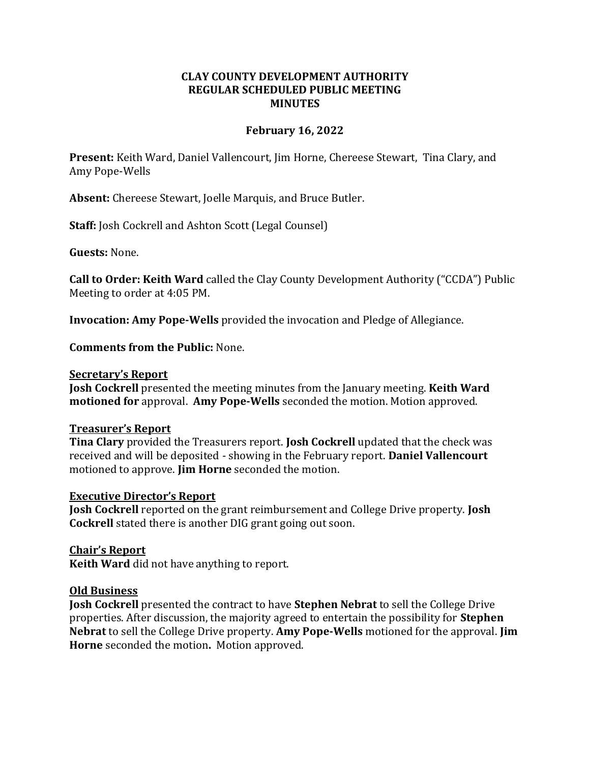**CLAY COUNTY DEVELOPMENT AUTHORITY**
**REGULAR SCHEDULED PUBLIC MEETING**
**MINUTES**

**February 16, 2022**

**Present:** Keith Ward, Daniel Vallencourt, Jim Horne, Chereese Stewart, Tina Clary, and Amy Pope-Wells

**Absent:** Chereese Stewart, Joelle Marquis, and Bruce Butler.

**Staff:** Josh Cockrell and Ashton Scott (Legal Counsel)

**Guests:** None.

**Call to Order: Keith Ward** called the Clay County Development Authority ("CCDA") Public Meeting to order at 4:05 PM.

**Invocation: Amy Pope-Wells** provided the invocation and Pledge of Allegiance.

**Comments from the Public:** None.

**Secretary's Report**

**Josh Cockrell** presented the meeting minutes from the January meeting. **Keith Ward motioned for** approval. **Amy Pope-Wells** seconded the motion. Motion approved.

**Treasurer's Report**

**Tina Clary** provided the Treasurers report. **Josh Cockrell** updated that the check was received and will be deposited - showing in the February report. **Daniel Vallencourt** motioned to approve. **Jim Horne** seconded the motion.

**Executive Director's Report**

**Josh Cockrell** reported on the grant reimbursement and College Drive property. **Josh Cockrell** stated there is another DIG grant going out soon.

**Chair's Report**

**Keith Ward** did not have anything to report.

**Old Business**

**Josh Cockrell** presented the contract to have **Stephen Nebrat** to sell the College Drive properties. After discussion, the majority agreed to entertain the possibility for **Stephen Nebrat** to sell the College Drive property. **Amy Pope-Wells** motioned for the approval. **Jim Horne** seconded the motion**.** Motion approved.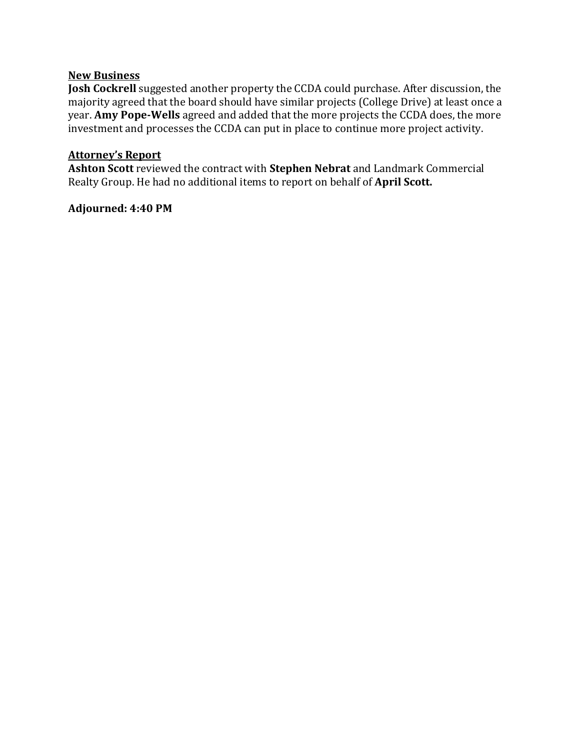**<u>New Business</u>**
**Josh Cockrell** suggested another property the CCDA could purchase. After discussion, the majority agreed that the board should have similar projects (College Drive) at least once a year. **Amy Pope-Wells** agreed and added that the more projects the CCDA does, the more investment and processes the CCDA can put in place to continue more project activity.

**<u>Attorney's Report</u>**
**Ashton Scott** reviewed the contract with **Stephen Nebrat** and Landmark Commercial Realty Group. He had no additional items to report on behalf of **April Scott.**

**Adjourned: 4:40 PM**